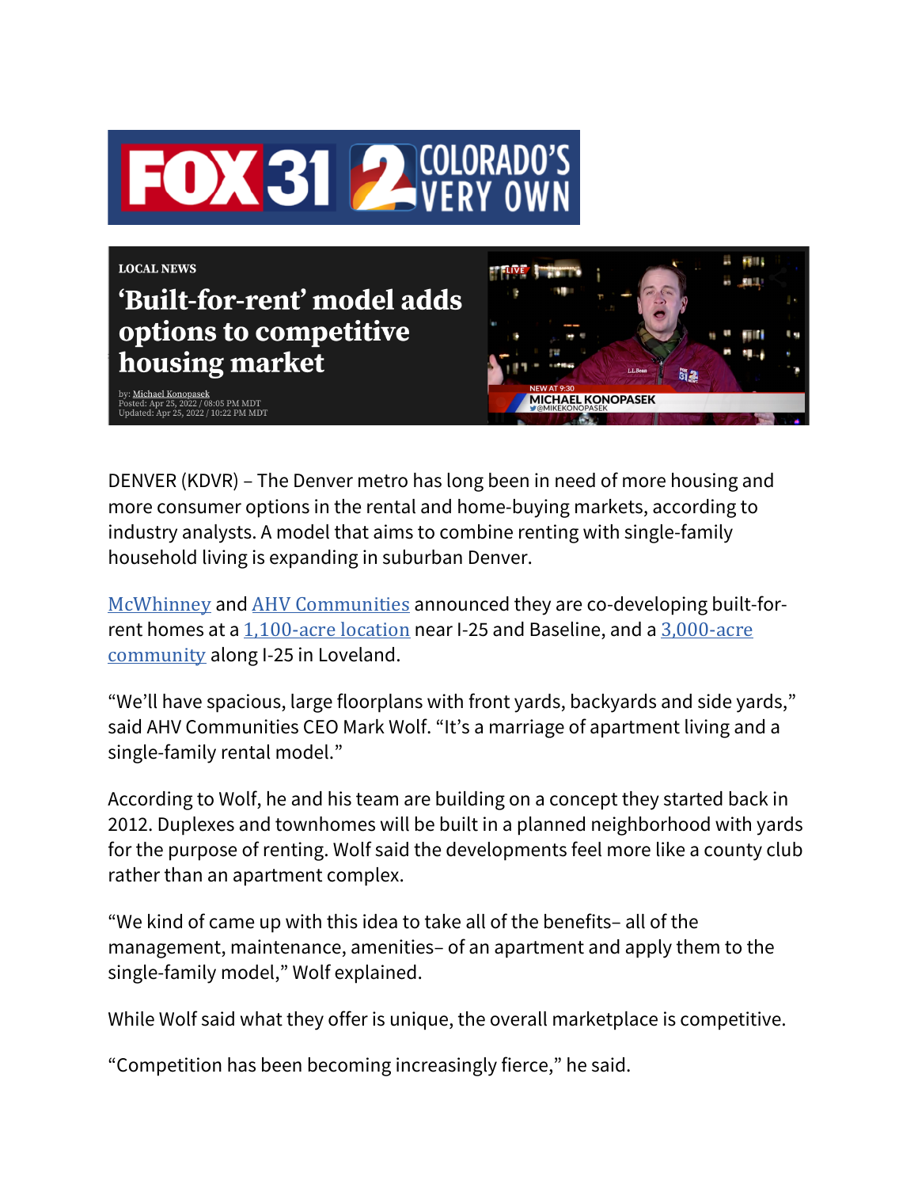LOCAL NEWS

# 'Built-for-rent' model adds options to competitive housing market

by: Michael Konopasek
Posted: Apr 25, 2022 / 08:05 PM MDT
Updated: Apr 25, 2022 / 10:22 PM MDT

DENVER (KDVR) – The Denver metro has long been in need of more housing and more consumer options in the rental and home-buying markets, according to industry analysts. A model that aims to combine renting with single-family household living is expanding in suburban Denver.

McWhinney and AHV Communities announced they are co-developing built-for-rent homes at a 1,100-acre location near I-25 and Baseline, and a 3,000-acre community along I-25 in Loveland.

"We'll have spacious, large floorplans with front yards, backyards and side yards," said AHV Communities CEO Mark Wolf. "It's a marriage of apartment living and a single-family rental model."

According to Wolf, he and his team are building on a concept they started back in 2012. Duplexes and townhomes will be built in a planned neighborhood with yards for the purpose of renting. Wolf said the developments feel more like a county club rather than an apartment complex.

"We kind of came up with this idea to take all of the benefits– all of the management, maintenance, amenities– of an apartment and apply them to the single-family model," Wolf explained.

While Wolf said what they offer is unique, the overall marketplace is competitive.

"Competition has been becoming increasingly fierce," he said.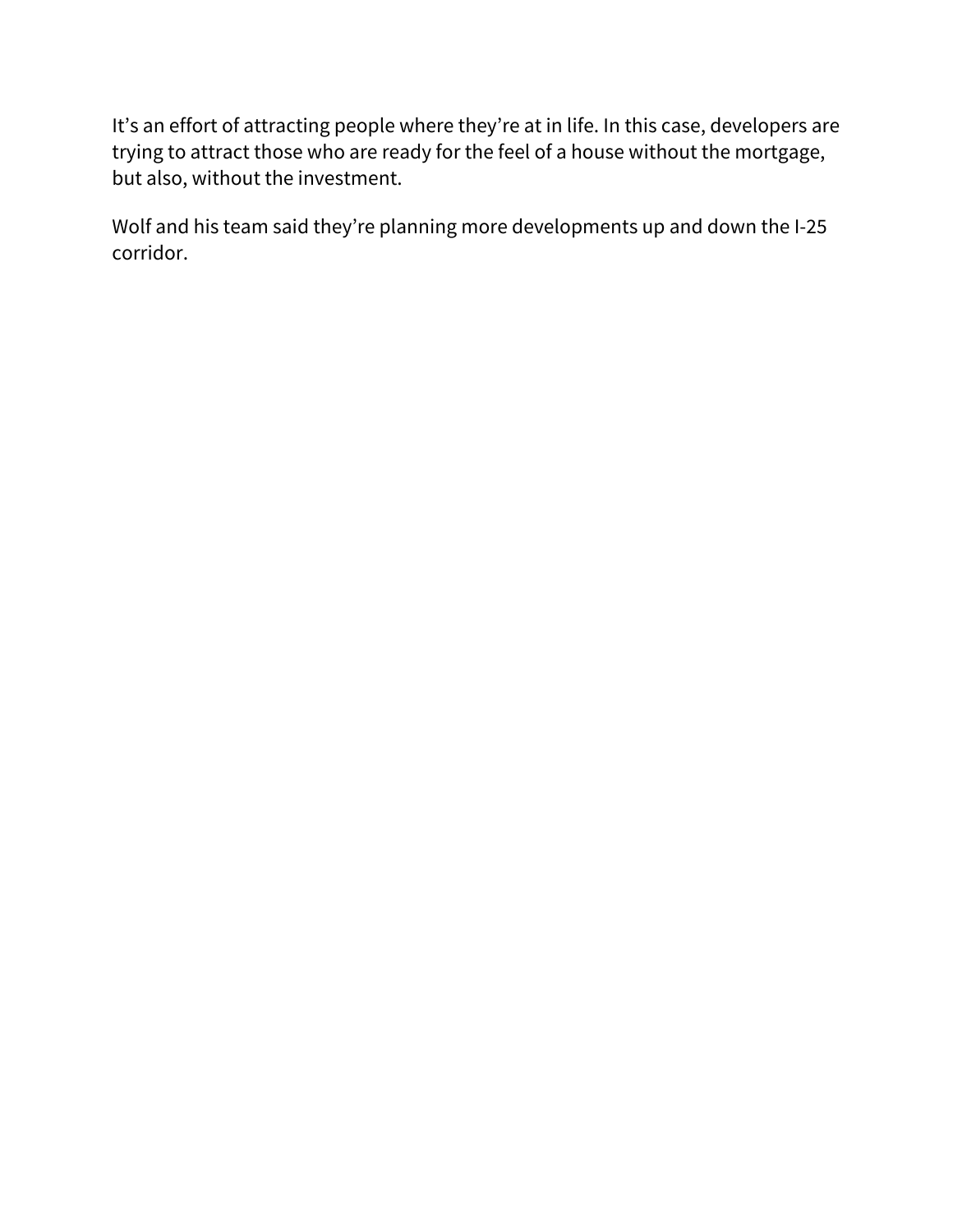It's an effort of attracting people where they're at in life. In this case, developers are trying to attract those who are ready for the feel of a house without the mortgage, but also, without the investment.

Wolf and his team said they're planning more developments up and down the I-25 corridor.